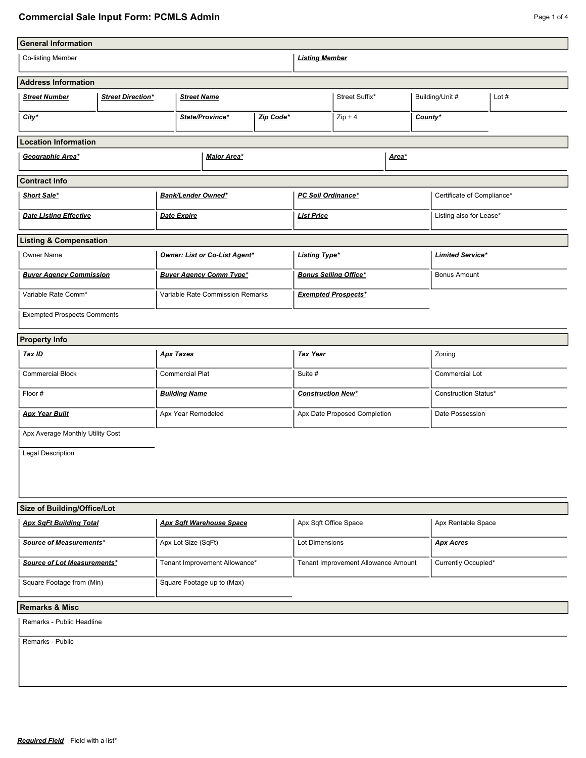# Commercial Sale Input Form: PCMLS Admin

## General Information

| Co-listing Member | ***Listing Member*** |
|---|---|
| | |

## Address Information

| ***Street Number*** | ***Street Direction**** | ***Street Name*** | Street Suffix* | Building/Unit # | Lot # |
|---|---|---|---|---|---|
| ***City**** | ***State/Province**** | ***Zip Code**** | Zip + 4 | ***County**** | |

## Location Information

| ***Geographic Area**** | ***Major Area**** | ***Area**** |
|---|---|---|
| | | |

## Contract Info

| ***Short Sale**** | ***Bank/Lender Owned**** | ***PC Soil Ordinance**** | Certificate of Compliance* |
|---|---|---|---|
| ***Date Listing Effective*** | ***Date Expire*** | ***List Price*** | Listing also for Lease* |

## Listing & Compensation

| Owner Name | ***Owner: List or Co-List Agent**** | ***Listing Type**** | ***Limited Service**** |
|---|---|---|---|
| ***Buyer Agency Commission*** | ***Buyer Agency Comm Type**** | ***Bonus Selling Office**** | Bonus Amount |
| Variable Rate Comm* | Variable Rate Commission Remarks | ***Exempted Prospects**** | |
| Exempted Prospects Comments | | | |

## Property Info

| ***Tax ID*** | ***Apx Taxes*** | ***Tax Year*** | Zoning |
|---|---|---|---|
| Commercial Block | Commercial Plat | Suite # | Commercial Lot |
| Floor # | ***Building Name*** | ***Construction New**** | Construction Status* |
| ***Apx Year Built*** | Apx Year Remodeled | Apx Date Proposed Completion | Date Possession |
| Apx Average Monthly Utility Cost | | | |
| Legal Description | | | |

## Size of Building/Office/Lot

| ***Apx SqFt Building Total*** | ***Apx Sqft Warehouse Space*** | Apx Sqft Office Space | Apx Rentable Space |
|---|---|---|---|
| ***Source of Measurements**** | Apx Lot Size (SqFt) | Lot Dimensions | ***Apx Acres*** |
| ***Source of Lot Measurements**** | Tenant Improvement Allowance* | Tenant Improvement Allowance Amount | Currently Occupied* |
| Square Footage from (Min) | Square Footage up to (Max) | | |

## Remarks & Misc

Remarks - Public Headline

Remarks - Public

***Required Field*** Field with a list*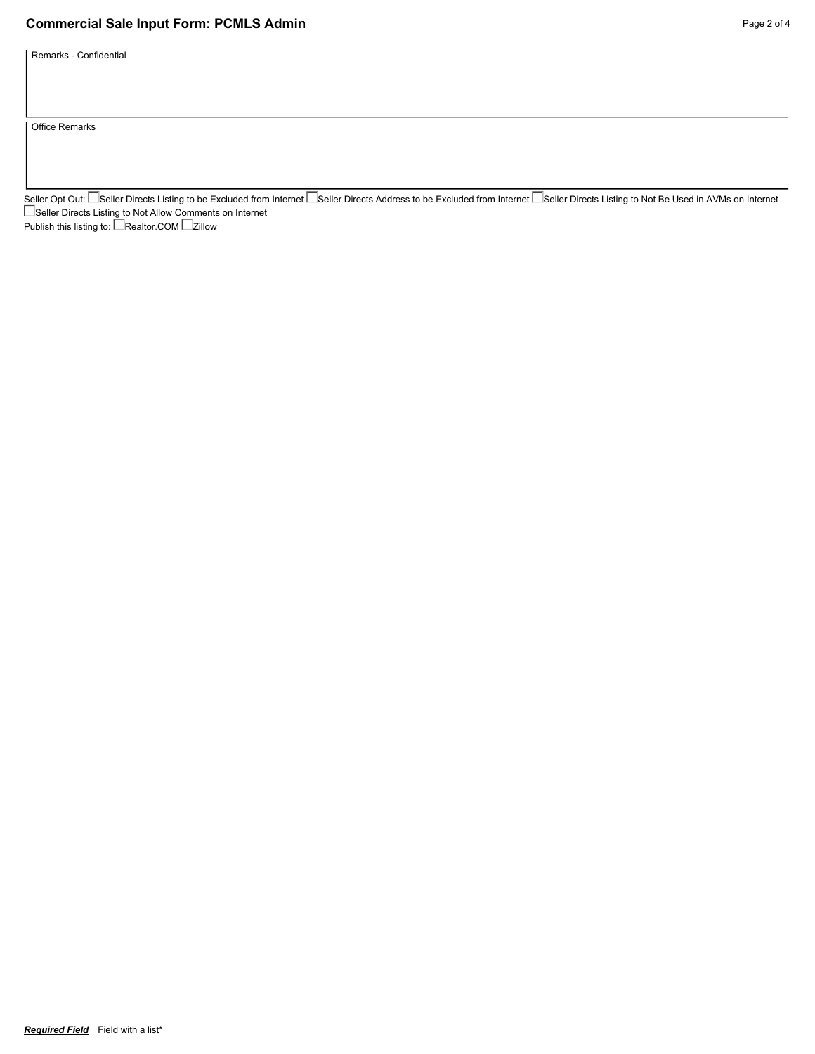## Commercial Sale Input Form: PCMLS Admin

Remarks - Confidential

Office Remarks

Seller Opt Out: ☐ Seller Directs Listing to be Excluded from Internet ☐ Seller Directs Address to be Excluded from Internet ☐ Seller Directs Listing to Not Be Used in AVMs on Internet ☐ Seller Directs Listing to Not Allow Comments on Internet

Publish this listing to: ☐ Realtor.COM ☐ Zillow

***Required Field*** Field with a list*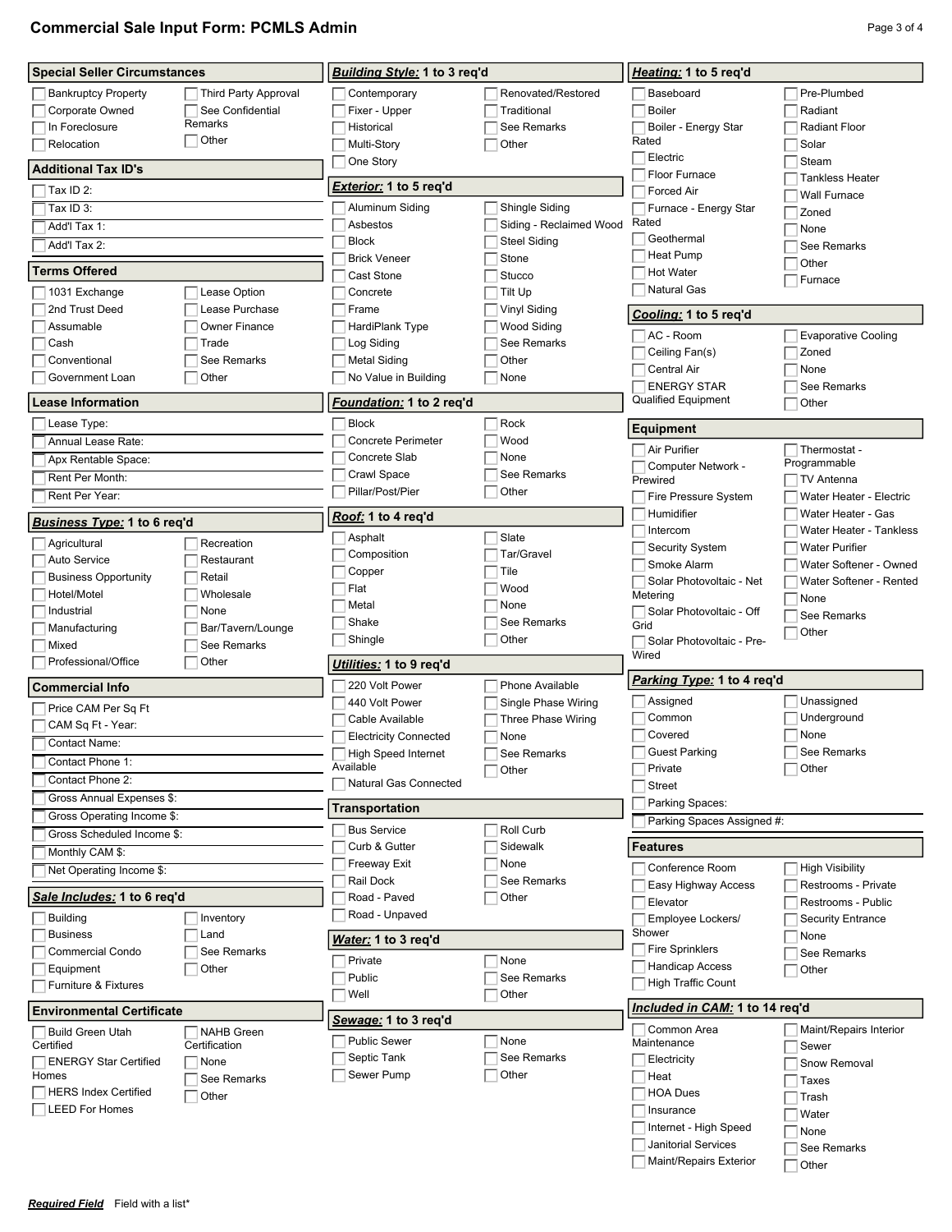# Commercial Sale Input Form: PCMLS Admin

## Special Seller Circumstances

- [ ] Bankruptcy Property
- [ ] Corporate Owned
- [ ] In Foreclosure
- [ ] Relocation
- [ ] Third Party Approval
- [ ] See Confidential Remarks
- [ ] Other

## Additional Tax ID's

- [ ] Tax ID 2:
- [ ] Tax ID 3:
- [ ] Add'l Tax 1:
- [ ] Add'l Tax 2:

## Terms Offered

- [ ] 1031 Exchange
- [ ] 2nd Trust Deed
- [ ] Assumable
- [ ] Cash
- [ ] Conventional
- [ ] Government Loan
- [ ] Lease Option
- [ ] Lease Purchase
- [ ] Owner Finance
- [ ] Trade
- [ ] See Remarks
- [ ] Other

## Lease Information

- [ ] Lease Type:
- [ ] Annual Lease Rate:
- [ ] Apx Rentable Space:
- [ ] Rent Per Month:
- [ ] Rent Per Year:

## ***Business Type:*** 1 to 6 req'd

- [ ] Agricultural
- [ ] Auto Service
- [ ] Business Opportunity
- [ ] Hotel/Motel
- [ ] Industrial
- [ ] Manufacturing
- [ ] Mixed
- [ ] Professional/Office
- [ ] Recreation
- [ ] Restaurant
- [ ] Retail
- [ ] Wholesale
- [ ] None
- [ ] Bar/Tavern/Lounge
- [ ] See Remarks
- [ ] Other

## Commercial Info

- [ ] Price CAM Per Sq Ft
- [ ] CAM Sq Ft - Year:
- [ ] Contact Name:
- [ ] Contact Phone 1:
- [ ] Contact Phone 2:
- [ ] Gross Annual Expenses $:
- [ ] Gross Operating Income $:
- [ ] Gross Scheduled Income $:
- [ ] Monthly CAM $:
- [ ] Net Operating Income $:

## ***Sale Includes:*** 1 to 6 req'd

- [ ] Building
- [ ] Business
- [ ] Commercial Condo
- [ ] Equipment
- [ ] Furniture & Fixtures
- [ ] Inventory
- [ ] Land
- [ ] See Remarks
- [ ] Other

## Environmental Certificate

- [ ] Build Green Utah Certified
- [ ] ENERGY Star Certified Homes
- [ ] HERS Index Certified
- [ ] LEED For Homes
- [ ] NAHB Green Certification
- [ ] None
- [ ] See Remarks
- [ ] Other

## ***Building Style:*** 1 to 3 req'd

- [ ] Contemporary
- [ ] Fixer - Upper
- [ ] Historical
- [ ] Multi-Story
- [ ] One Story
- [ ] Renovated/Restored
- [ ] Traditional
- [ ] See Remarks
- [ ] Other

## ***Exterior:*** 1 to 5 req'd

- [ ] Aluminum Siding
- [ ] Asbestos
- [ ] Block
- [ ] Brick Veneer
- [ ] Cast Stone
- [ ] Concrete
- [ ] Frame
- [ ] HardiPlank Type
- [ ] Log Siding
- [ ] Metal Siding
- [ ] No Value in Building
- [ ] Shingle Siding
- [ ] Siding - Reclaimed Wood
- [ ] Steel Siding
- [ ] Stone
- [ ] Stucco
- [ ] Tilt Up
- [ ] Vinyl Siding
- [ ] Wood Siding
- [ ] See Remarks
- [ ] Other
- [ ] None

## ***Foundation:*** 1 to 2 req'd

- [ ] Block
- [ ] Concrete Perimeter
- [ ] Concrete Slab
- [ ] Crawl Space
- [ ] Pillar/Post/Pier
- [ ] Rock
- [ ] Wood
- [ ] None
- [ ] See Remarks
- [ ] Other

## ***Roof:*** 1 to 4 req'd

- [ ] Asphalt
- [ ] Composition
- [ ] Copper
- [ ] Flat
- [ ] Metal
- [ ] Shake
- [ ] Shingle
- [ ] Slate
- [ ] Tar/Gravel
- [ ] Tile
- [ ] Wood
- [ ] None
- [ ] See Remarks
- [ ] Other

## ***Utilities:*** 1 to 9 req'd

- [ ] 220 Volt Power
- [ ] 440 Volt Power
- [ ] Cable Available
- [ ] Electricity Connected
- [ ] High Speed Internet Available
- [ ] Natural Gas Connected
- [ ] Phone Available
- [ ] Single Phase Wiring
- [ ] Three Phase Wiring
- [ ] None
- [ ] See Remarks
- [ ] Other

## Transportation

- [ ] Bus Service
- [ ] Curb & Gutter
- [ ] Freeway Exit
- [ ] Rail Dock
- [ ] Road - Paved
- [ ] Road - Unpaved
- [ ] Roll Curb
- [ ] Sidewalk
- [ ] None
- [ ] See Remarks
- [ ] Other

## ***Water:*** 1 to 3 req'd

- [ ] Private
- [ ] Public
- [ ] Well
- [ ] None
- [ ] See Remarks
- [ ] Other

## ***Sewage:*** 1 to 3 req'd

- [ ] Public Sewer
- [ ] Septic Tank
- [ ] Sewer Pump
- [ ] None
- [ ] See Remarks
- [ ] Other

## ***Heating:*** 1 to 5 req'd

- [ ] Baseboard
- [ ] Boiler
- [ ] Boiler - Energy Star Rated
- [ ] Electric
- [ ] Floor Furnace
- [ ] Forced Air
- [ ] Furnace - Energy Star Rated
- [ ] Geothermal
- [ ] Heat Pump
- [ ] Hot Water
- [ ] Natural Gas
- [ ] Pre-Plumbed
- [ ] Radiant
- [ ] Radiant Floor
- [ ] Solar
- [ ] Steam
- [ ] Tankless Heater
- [ ] Wall Furnace
- [ ] Zoned
- [ ] None
- [ ] See Remarks
- [ ] Other
- [ ] Furnace

## ***Cooling:*** 1 to 5 req'd

- [ ] AC - Room
- [ ] Ceiling Fan(s)
- [ ] Central Air
- [ ] ENERGY STAR Qualified Equipment
- [ ] Evaporative Cooling
- [ ] Zoned
- [ ] None
- [ ] See Remarks
- [ ] Other

## Equipment

- [ ] Air Purifier
- [ ] Computer Network - Prewired
- [ ] Fire Pressure System
- [ ] Humidifier
- [ ] Intercom
- [ ] Security System
- [ ] Smoke Alarm
- [ ] Solar Photovoltaic - Net Metering
- [ ] Solar Photovoltaic - Off Grid
- [ ] Solar Photovoltaic - Pre-Wired
- [ ] Thermostat - Programmable
- [ ] TV Antenna
- [ ] Water Heater - Electric
- [ ] Water Heater - Gas
- [ ] Water Heater - Tankless
- [ ] Water Purifier
- [ ] Water Softener - Owned
- [ ] Water Softener - Rented
- [ ] None
- [ ] See Remarks
- [ ] Other

## ***Parking Type:*** 1 to 4 req'd

- [ ] Assigned
- [ ] Common
- [ ] Covered
- [ ] Guest Parking
- [ ] Private
- [ ] Street
- [ ] Unassigned
- [ ] Underground
- [ ] None
- [ ] See Remarks
- [ ] Other
- [ ] Parking Spaces:
- [ ] Parking Spaces Assigned #:

## Features

- [ ] Conference Room
- [ ] Easy Highway Access
- [ ] Elevator
- [ ] Employee Lockers/ Shower
- [ ] Fire Sprinklers
- [ ] Handicap Access
- [ ] High Traffic Count
- [ ] High Visibility
- [ ] Restrooms - Private
- [ ] Restrooms - Public
- [ ] Security Entrance
- [ ] None
- [ ] See Remarks
- [ ] Other

## ***Included in CAM:*** 1 to 14 req'd

- [ ] Common Area Maintenance
- [ ] Electricity
- [ ] Heat
- [ ] HOA Dues
- [ ] Insurance
- [ ] Internet - High Speed
- [ ] Janitorial Services
- [ ] Maint/Repairs Exterior
- [ ] Maint/Repairs Interior
- [ ] Sewer
- [ ] Snow Removal
- [ ] Taxes
- [ ] Trash
- [ ] Water
- [ ] None
- [ ] See Remarks
- [ ] Other

***Required Field*** Field with a list*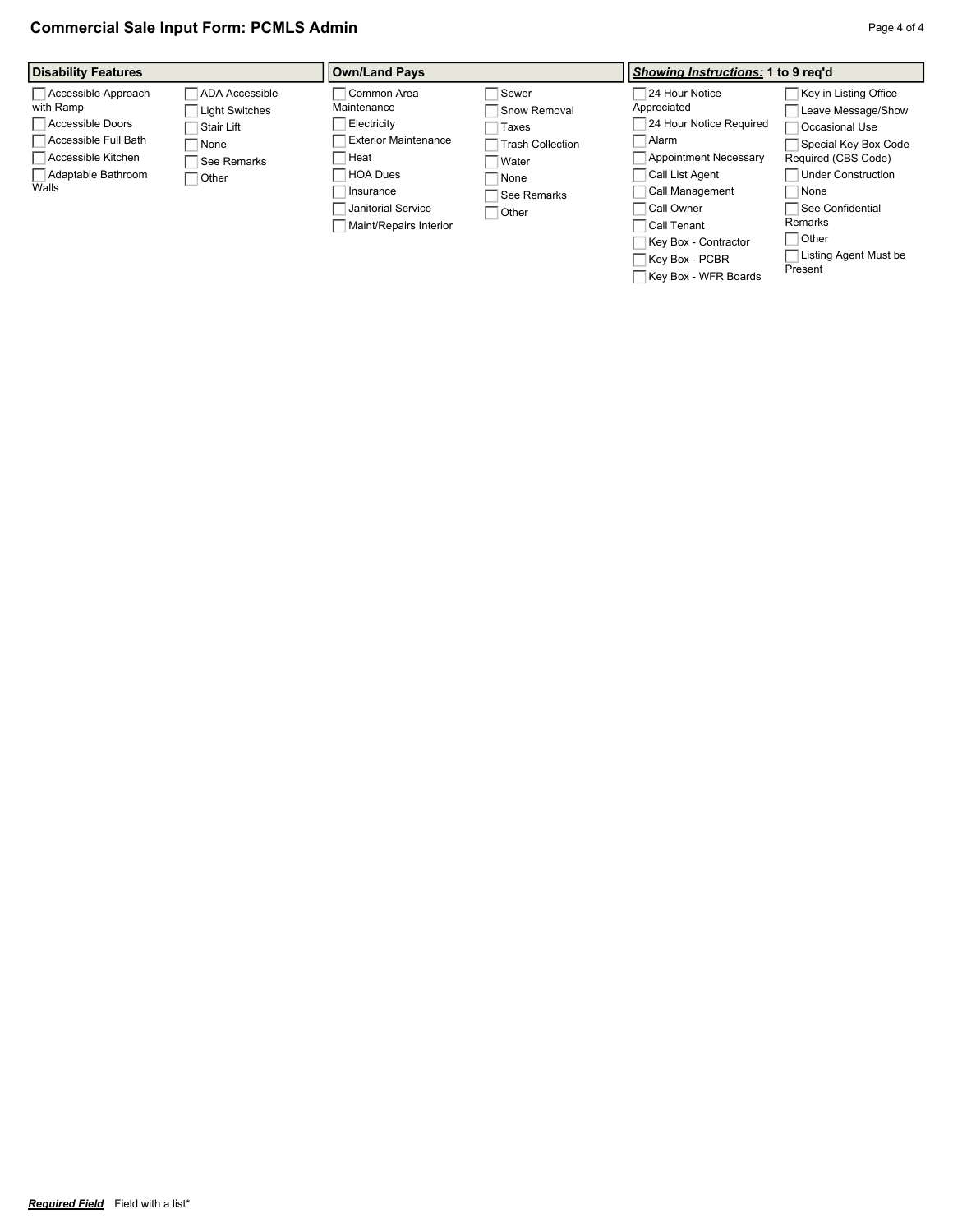# Commercial Sale Input Form: PCMLS Admin

## Disability Features

- [ ] Accessible Approach with Ramp
- [ ] Accessible Doors
- [ ] Accessible Full Bath
- [ ] Accessible Kitchen
- [ ] Adaptable Bathroom Walls
- [ ] ADA Accessible Light Switches
- [ ] Stair Lift
- [ ] None
- [ ] See Remarks
- [ ] Other

## Own/Land Pays

- [ ] Common Area Maintenance
- [ ] Electricity
- [ ] Exterior Maintenance
- [ ] Heat
- [ ] HOA Dues
- [ ] Insurance
- [ ] Janitorial Service
- [ ] Maint/Repairs Interior
- [ ] Sewer
- [ ] Snow Removal
- [ ] Taxes
- [ ] Trash Collection
- [ ] Water
- [ ] None
- [ ] See Remarks
- [ ] Other

## ***Showing Instructions:*** 1 to 9 req'd

- [ ] 24 Hour Notice Appreciated
- [ ] 24 Hour Notice Required
- [ ] Alarm
- [ ] Appointment Necessary
- [ ] Call List Agent
- [ ] Call Management
- [ ] Call Owner
- [ ] Call Tenant
- [ ] Key Box - Contractor
- [ ] Key Box - PCBR
- [ ] Key Box - WFR Boards
- [ ] Key in Listing Office
- [ ] Leave Message/Show
- [ ] Occasional Use
- [ ] Special Key Box Code Required (CBS Code)
- [ ] Under Construction
- [ ] None
- [ ] See Confidential Remarks
- [ ] Other
- [ ] Listing Agent Must be Present

***Required Field*** Field with a list*